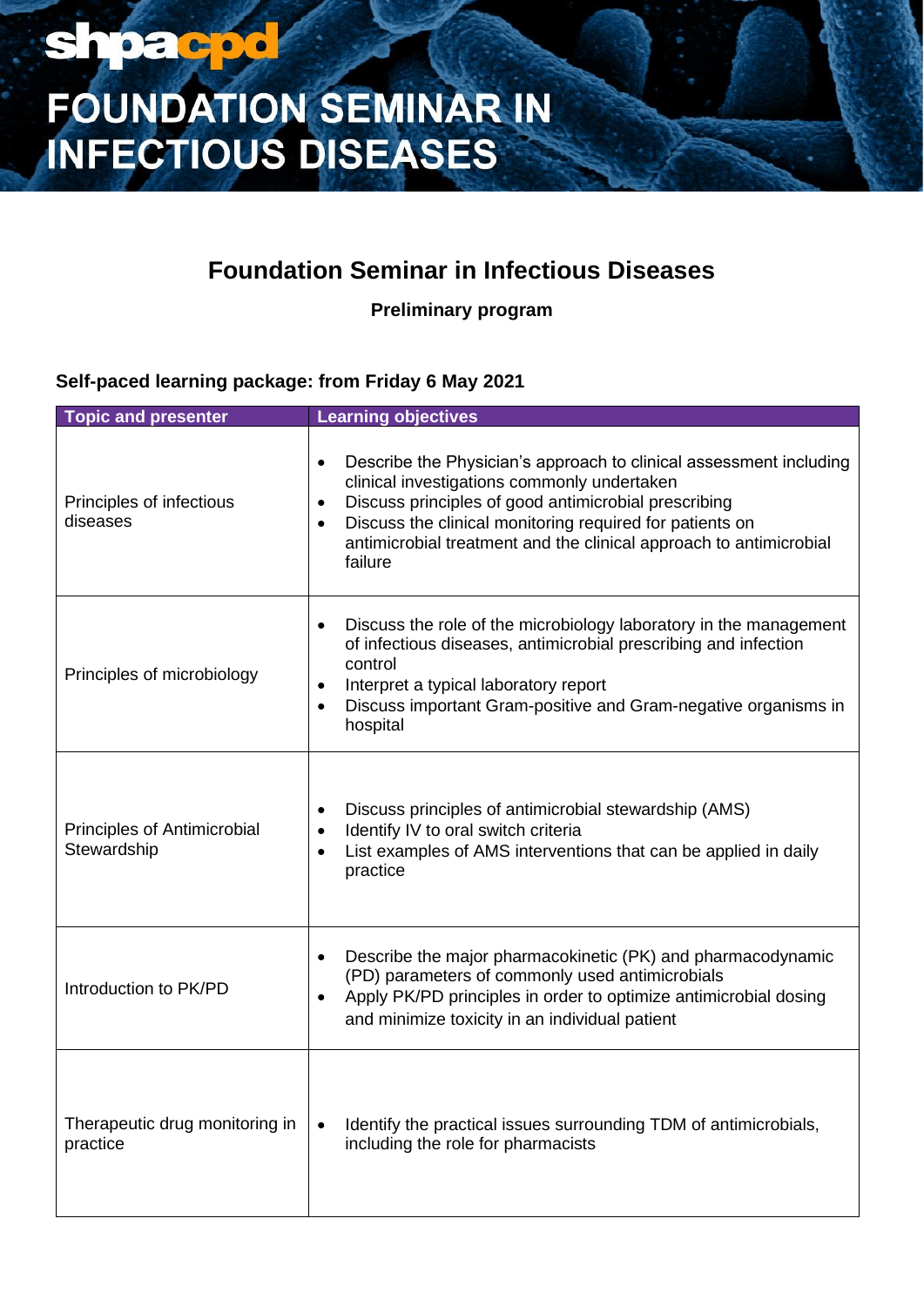# FOUNDATION SEMINAR IN INFECTIOUS DISEASES

## Foundation Seminar in Infectious Diseases

**Preliminary program**

### Self-paced learning package: from Friday 6 May 2021

| Topic and presenter | Learning objectives |
| --- | --- |
| Principles of infectious diseases | • Describe the Physician's approach to clinical assessment including clinical investigations commonly undertaken<br>• Discuss principles of good antimicrobial prescribing<br>• Discuss the clinical monitoring required for patients on antimicrobial treatment and the clinical approach to antimicrobial failure |
| Principles of microbiology | • Discuss the role of the microbiology laboratory in the management of infectious diseases, antimicrobial prescribing and infection control<br>• Interpret a typical laboratory report<br>• Discuss important Gram-positive and Gram-negative organisms in hospital |
| Principles of Antimicrobial Stewardship | • Discuss principles of antimicrobial stewardship (AMS)<br>• Identify IV to oral switch criteria<br>• List examples of AMS interventions that can be applied in daily practice |
| Introduction to PK/PD | • Describe the major pharmacokinetic (PK) and pharmacodynamic (PD) parameters of commonly used antimicrobials<br>• Apply PK/PD principles in order to optimize antimicrobial dosing and minimize toxicity in an individual patient |
| Therapeutic drug monitoring in practice | • Identify the practical issues surrounding TDM of antimicrobials, including the role for pharmacists |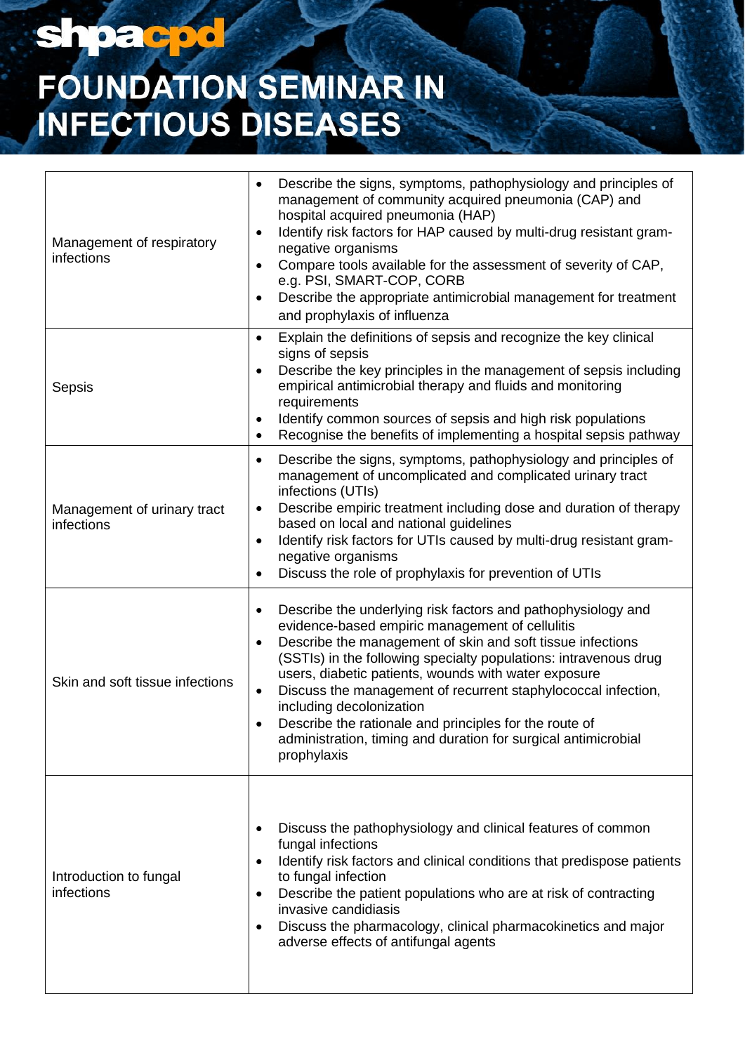# FOUNDATION SEMINAR IN INFECTIOUS DISEASES

| | |
|---|---|
| Management of respiratory infections | • Describe the signs, symptoms, pathophysiology and principles of management of community acquired pneumonia (CAP) and hospital acquired pneumonia (HAP)<br>• Identify risk factors for HAP caused by multi-drug resistant gram-negative organisms<br>• Compare tools available for the assessment of severity of CAP, e.g. PSI, SMART-COP, CORB<br>• Describe the appropriate antimicrobial management for treatment and prophylaxis of influenza |
| Sepsis | • Explain the definitions of sepsis and recognize the key clinical signs of sepsis<br>• Describe the key principles in the management of sepsis including empirical antimicrobial therapy and fluids and monitoring requirements<br>• Identify common sources of sepsis and high risk populations<br>• Recognise the benefits of implementing a hospital sepsis pathway |
| Management of urinary tract infections | • Describe the signs, symptoms, pathophysiology and principles of management of uncomplicated and complicated urinary tract infections (UTIs)<br>• Describe empiric treatment including dose and duration of therapy based on local and national guidelines<br>• Identify risk factors for UTIs caused by multi-drug resistant gram-negative organisms<br>• Discuss the role of prophylaxis for prevention of UTIs |
| Skin and soft tissue infections | • Describe the underlying risk factors and pathophysiology and evidence-based empiric management of cellulitis<br>• Describe the management of skin and soft tissue infections (SSTIs) in the following specialty populations: intravenous drug users, diabetic patients, wounds with water exposure<br>• Discuss the management of recurrent staphylococcal infection, including decolonization<br>• Describe the rationale and principles for the route of administration, timing and duration for surgical antimicrobial prophylaxis |
| Introduction to fungal infections | • Discuss the pathophysiology and clinical features of common fungal infections<br>• Identify risk factors and clinical conditions that predispose patients to fungal infection<br>• Describe the patient populations who are at risk of contracting invasive candidiasis<br>• Discuss the pharmacology, clinical pharmacokinetics and major adverse effects of antifungal agents |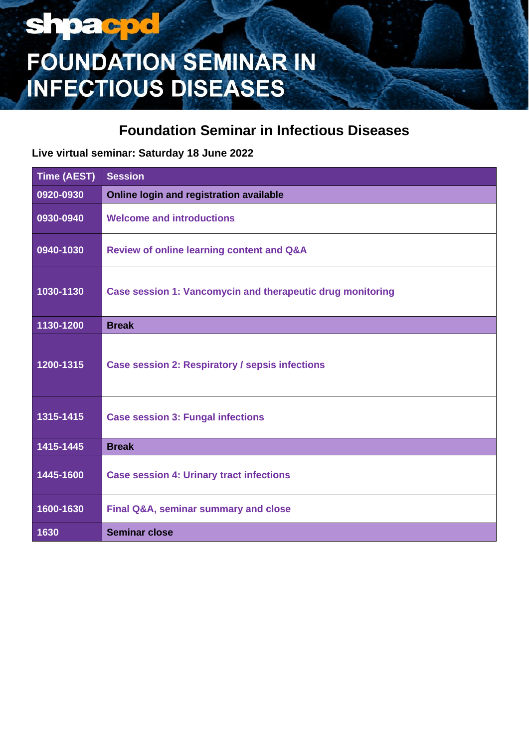# shpacpd

# FOUNDATION SEMINAR IN INFECTIOUS DISEASES

## Foundation Seminar in Infectious Diseases

**Live virtual seminar: Saturday 18 June 2022**

| Time (AEST) | Session |
|---|---|
| 0920-0930 | Online login and registration available |
| 0930-0940 | Welcome and introductions |
| 0940-1030 | Review of online learning content and Q&A |
| 1030-1130 | Case session 1: Vancomycin and therapeutic drug monitoring |
| 1130-1200 | Break |
| 1200-1315 | Case session 2: Respiratory / sepsis infections |
| 1315-1415 | Case session 3: Fungal infections |
| 1415-1445 | Break |
| 1445-1600 | Case session 4: Urinary tract infections |
| 1600-1630 | Final Q&A, seminar summary and close |
| 1630 | Seminar close |